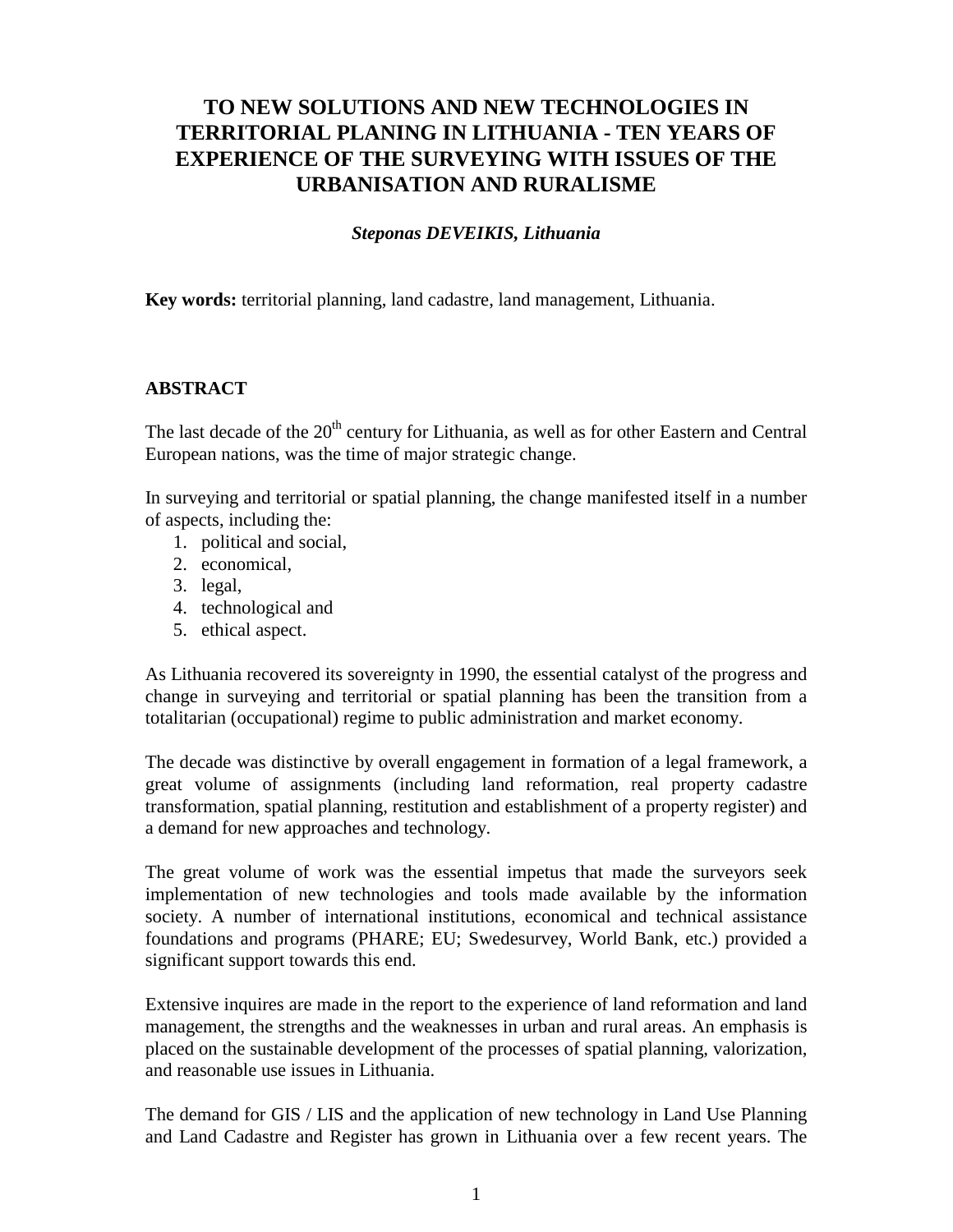# TO NEW SOLUTIONS AND NEW TECHNOLOGIES IN TERRITORIAL PLANING IN LITHUANIA - TEN YEARS OF EXPERIENCE OF THE SURVEYING WITH ISSUES OF THE URBANISATION AND RURALISME

***Steponas DEVEIKIS, Lithuania***

**Key words:** territorial planning, land cadastre, land management, Lithuania.

## ABSTRACT

The last decade of the 20th century for Lithuania, as well as for other Eastern and Central European nations, was the time of major strategic change.

In surveying and territorial or spatial planning, the change manifested itself in a number of aspects, including the:

1. political and social,
2. economical,
3. legal,
4. technological and
5. ethical aspect.

As Lithuania recovered its sovereignty in 1990, the essential catalyst of the progress and change in surveying and territorial or spatial planning has been the transition from a totalitarian (occupational) regime to public administration and market economy.

The decade was distinctive by overall engagement in formation of a legal framework, a great volume of assignments (including land reformation, real property cadastre transformation, spatial planning, restitution and establishment of a property register) and a demand for new approaches and technology.

The great volume of work was the essential impetus that made the surveyors seek implementation of new technologies and tools made available by the information society. A number of international institutions, economical and technical assistance foundations and programs (PHARE; EU; Swedesurvey, World Bank, etc.) provided a significant support towards this end.

Extensive inquires are made in the report to the experience of land reformation and land management, the strengths and the weaknesses in urban and rural areas. An emphasis is placed on the sustainable development of the processes of spatial planning, valorization, and reasonable use issues in Lithuania.

The demand for GIS / LIS and the application of new technology in Land Use Planning and Land Cadastre and Register has grown in Lithuania over a few recent years. The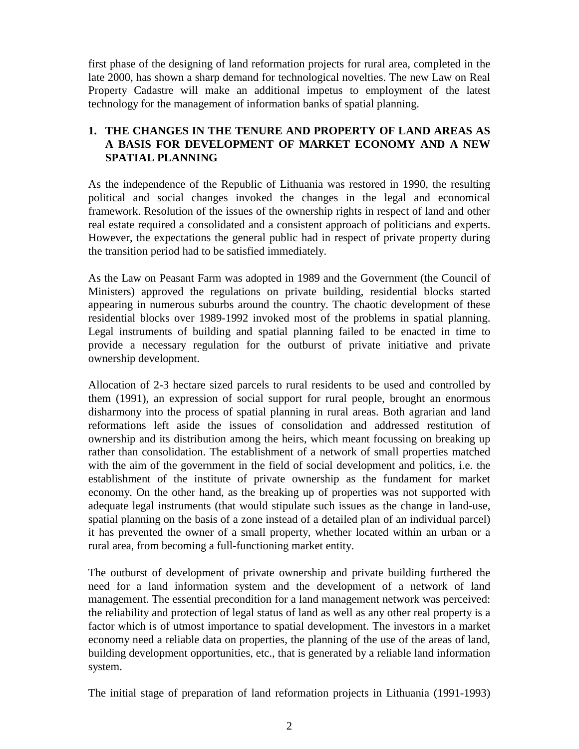first phase of the designing of land reformation projects for rural area, completed in the late 2000, has shown a sharp demand for technological novelties. The new Law on Real Property Cadastre will make an additional impetus to employment of the latest technology for the management of information banks of spatial planning.

## 1. THE CHANGES IN THE TENURE AND PROPERTY OF LAND AREAS AS A BASIS FOR DEVELOPMENT OF MARKET ECONOMY AND A NEW SPATIAL PLANNING

As the independence of the Republic of Lithuania was restored in 1990, the resulting political and social changes invoked the changes in the legal and economical framework. Resolution of the issues of the ownership rights in respect of land and other real estate required a consolidated and a consistent approach of politicians and experts. However, the expectations the general public had in respect of private property during the transition period had to be satisfied immediately.

As the Law on Peasant Farm was adopted in 1989 and the Government (the Council of Ministers) approved the regulations on private building, residential blocks started appearing in numerous suburbs around the country. The chaotic development of these residential blocks over 1989-1992 invoked most of the problems in spatial planning. Legal instruments of building and spatial planning failed to be enacted in time to provide a necessary regulation for the outburst of private initiative and private ownership development.

Allocation of 2-3 hectare sized parcels to rural residents to be used and controlled by them (1991), an expression of social support for rural people, brought an enormous disharmony into the process of spatial planning in rural areas. Both agrarian and land reformations left aside the issues of consolidation and addressed restitution of ownership and its distribution among the heirs, which meant focussing on breaking up rather than consolidation. The establishment of a network of small properties matched with the aim of the government in the field of social development and politics, i.e. the establishment of the institute of private ownership as the fundament for market economy. On the other hand, as the breaking up of properties was not supported with adequate legal instruments (that would stipulate such issues as the change in land-use, spatial planning on the basis of a zone instead of a detailed plan of an individual parcel) it has prevented the owner of a small property, whether located within an urban or a rural area, from becoming a full-functioning market entity.

The outburst of development of private ownership and private building furthered the need for a land information system and the development of a network of land management. The essential precondition for a land management network was perceived: the reliability and protection of legal status of land as well as any other real property is a factor which is of utmost importance to spatial development. The investors in a market economy need a reliable data on properties, the planning of the use of the areas of land, building development opportunities, etc., that is generated by a reliable land information system.

The initial stage of preparation of land reformation projects in Lithuania (1991-1993)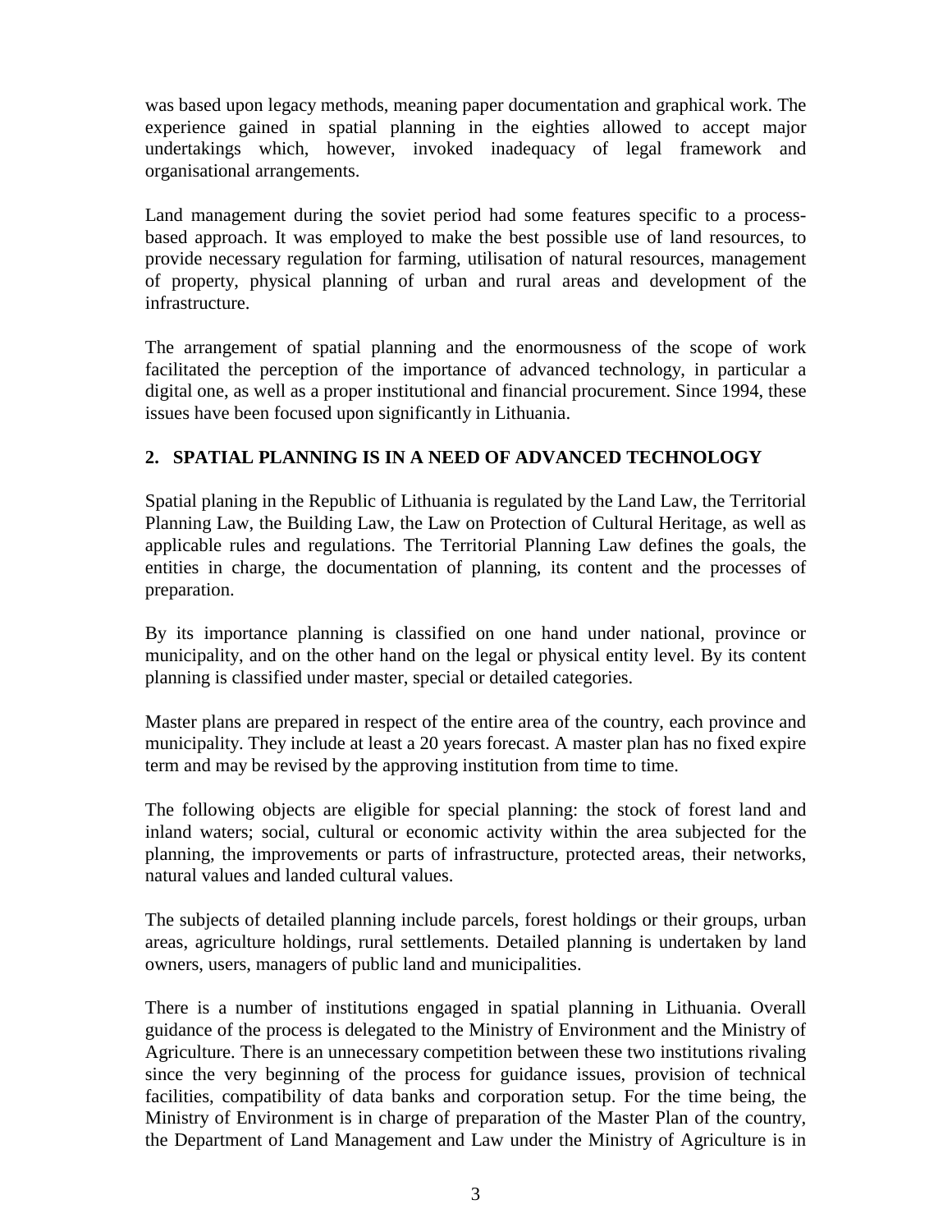was based upon legacy methods, meaning paper documentation and graphical work. The experience gained in spatial planning in the eighties allowed to accept major undertakings which, however, invoked inadequacy of legal framework and organisational arrangements.

Land management during the soviet period had some features specific to a process-based approach. It was employed to make the best possible use of land resources, to provide necessary regulation for farming, utilisation of natural resources, management of property, physical planning of urban and rural areas and development of the infrastructure.

The arrangement of spatial planning and the enormousness of the scope of work facilitated the perception of the importance of advanced technology, in particular a digital one, as well as a proper institutional and financial procurement. Since 1994, these issues have been focused upon significantly in Lithuania.

## 2. SPATIAL PLANNING IS IN A NEED OF ADVANCED TECHNOLOGY

Spatial planing in the Republic of Lithuania is regulated by the Land Law, the Territorial Planning Law, the Building Law, the Law on Protection of Cultural Heritage, as well as applicable rules and regulations. The Territorial Planning Law defines the goals, the entities in charge, the documentation of planning, its content and the processes of preparation.

By its importance planning is classified on one hand under national, province or municipality, and on the other hand on the legal or physical entity level. By its content planning is classified under master, special or detailed categories.

Master plans are prepared in respect of the entire area of the country, each province and municipality. They include at least a 20 years forecast. A master plan has no fixed expire term and may be revised by the approving institution from time to time.

The following objects are eligible for special planning: the stock of forest land and inland waters; social, cultural or economic activity within the area subjected for the planning, the improvements or parts of infrastructure, protected areas, their networks, natural values and landed cultural values.

The subjects of detailed planning include parcels, forest holdings or their groups, urban areas, agriculture holdings, rural settlements. Detailed planning is undertaken by land owners, users, managers of public land and municipalities.

There is a number of institutions engaged in spatial planning in Lithuania. Overall guidance of the process is delegated to the Ministry of Environment and the Ministry of Agriculture. There is an unnecessary competition between these two institutions rivaling since the very beginning of the process for guidance issues, provision of technical facilities, compatibility of data banks and corporation setup. For the time being, the Ministry of Environment is in charge of preparation of the Master Plan of the country, the Department of Land Management and Law under the Ministry of Agriculture is in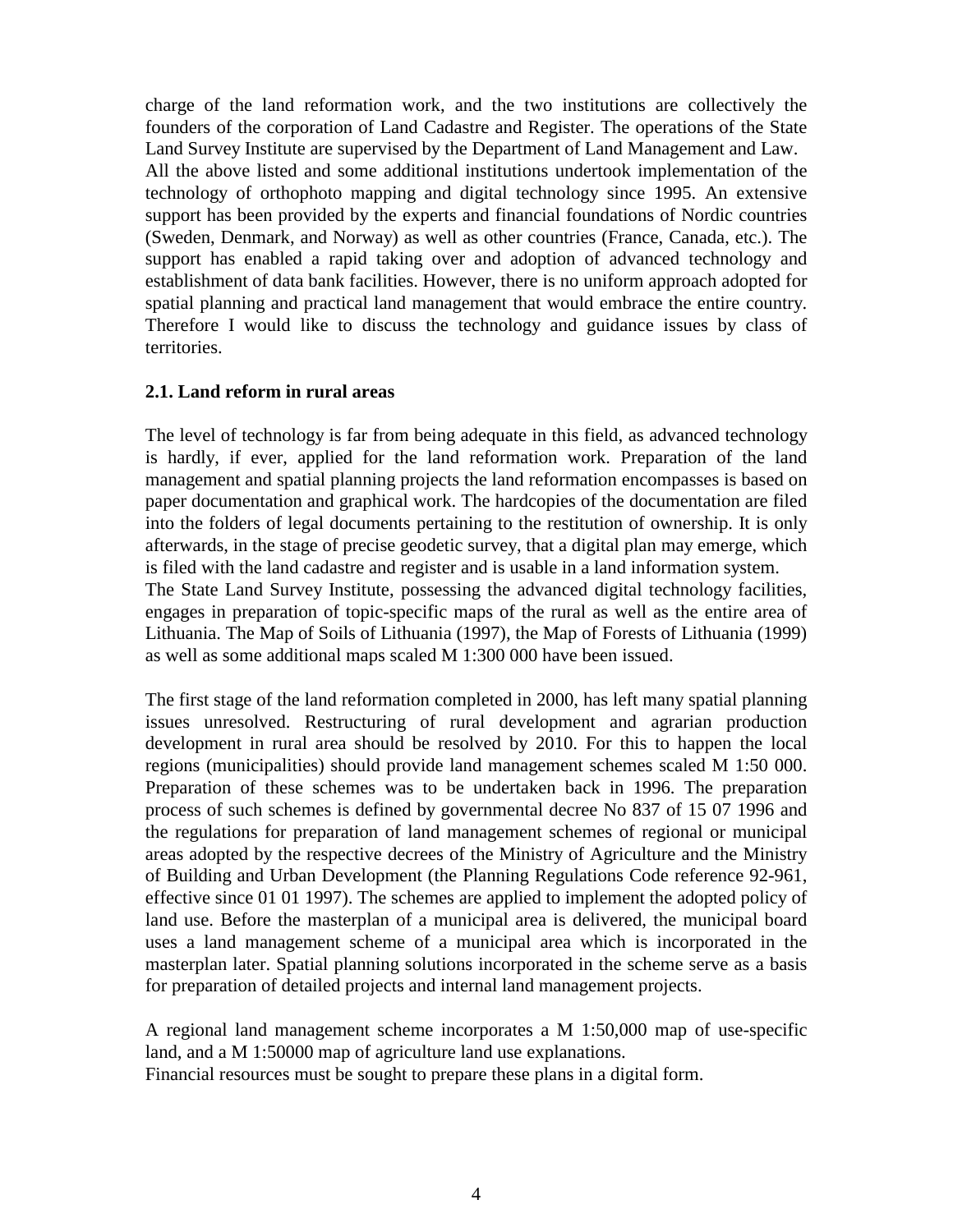charge of the land reformation work, and the two institutions are collectively the founders of the corporation of Land Cadastre and Register. The operations of the State Land Survey Institute are supervised by the Department of Land Management and Law.
All the above listed and some additional institutions undertook implementation of the technology of orthophoto mapping and digital technology since 1995. An extensive support has been provided by the experts and financial foundations of Nordic countries (Sweden, Denmark, and Norway) as well as other countries (France, Canada, etc.). The support has enabled a rapid taking over and adoption of advanced technology and establishment of data bank facilities. However, there is no uniform approach adopted for spatial planning and practical land management that would embrace the entire country. Therefore I would like to discuss the technology and guidance issues by class of territories.

### 2.1. Land reform in rural areas

The level of technology is far from being adequate in this field, as advanced technology is hardly, if ever, applied for the land reformation work. Preparation of the land management and spatial planning projects the land reformation encompasses is based on paper documentation and graphical work. The hardcopies of the documentation are filed into the folders of legal documents pertaining to the restitution of ownership. It is only afterwards, in the stage of precise geodetic survey, that a digital plan may emerge, which is filed with the land cadastre and register and is usable in a land information system.
The State Land Survey Institute, possessing the advanced digital technology facilities, engages in preparation of topic-specific maps of the rural as well as the entire area of Lithuania. The Map of Soils of Lithuania (1997), the Map of Forests of Lithuania (1999) as well as some additional maps scaled M 1:300 000 have been issued.

The first stage of the land reformation completed in 2000, has left many spatial planning issues unresolved. Restructuring of rural development and agrarian production development in rural area should be resolved by 2010. For this to happen the local regions (municipalities) should provide land management schemes scaled M 1:50 000. Preparation of these schemes was to be undertaken back in 1996. The preparation process of such schemes is defined by governmental decree No 837 of 15 07 1996 and the regulations for preparation of land management schemes of regional or municipal areas adopted by the respective decrees of the Ministry of Agriculture and the Ministry of Building and Urban Development (the Planning Regulations Code reference 92-961, effective since 01 01 1997). The schemes are applied to implement the adopted policy of land use. Before the masterplan of a municipal area is delivered, the municipal board uses a land management scheme of a municipal area which is incorporated in the masterplan later. Spatial planning solutions incorporated in the scheme serve as a basis for preparation of detailed projects and internal land management projects.

A regional land management scheme incorporates a M 1:50,000 map of use-specific land, and a M 1:50000 map of agriculture land use explanations.
Financial resources must be sought to prepare these plans in a digital form.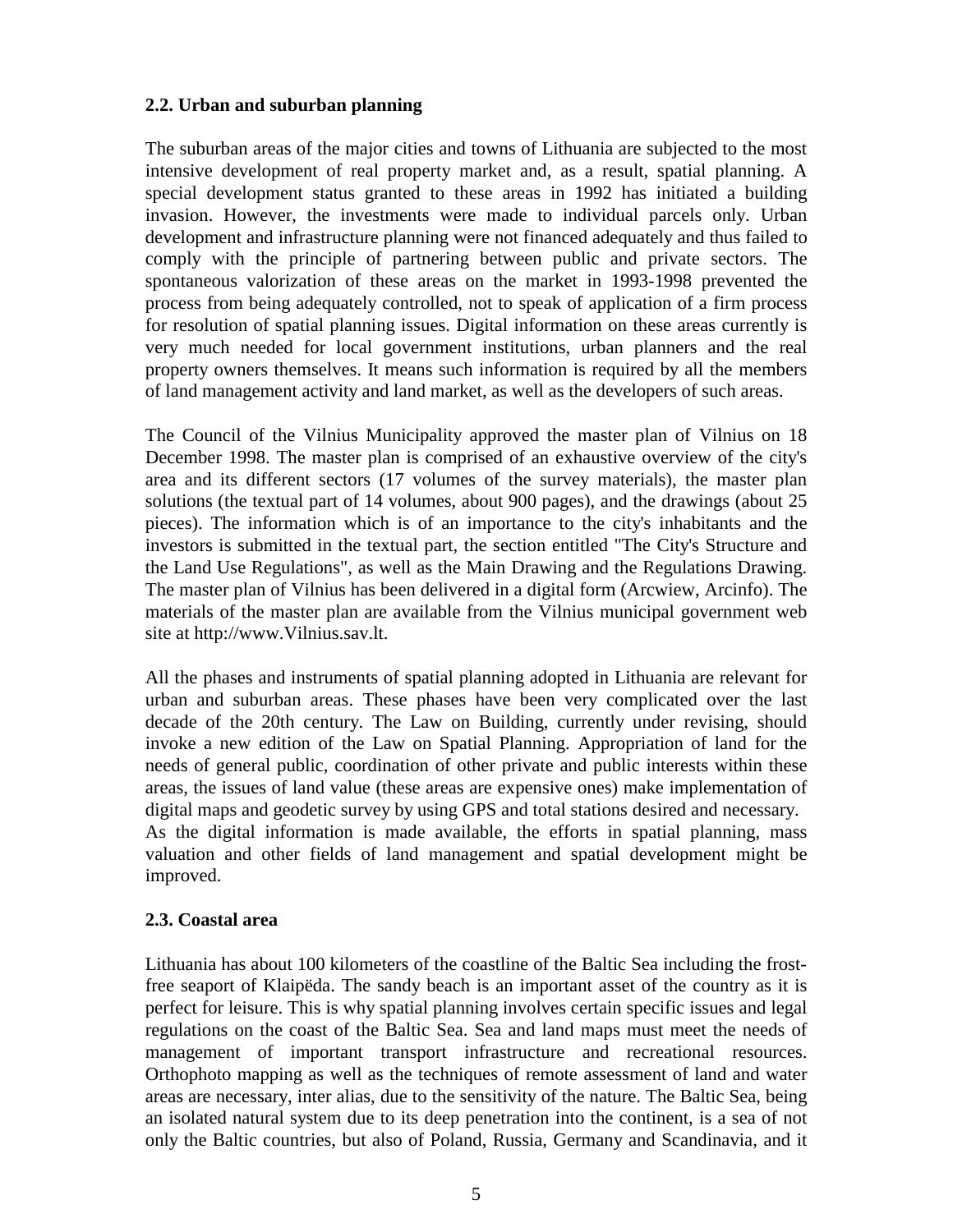### 2.2. Urban and suburban planning

The suburban areas of the major cities and towns of Lithuania are subjected to the most intensive development of real property market and, as a result, spatial planning. A special development status granted to these areas in 1992 has initiated a building invasion. However, the investments were made to individual parcels only. Urban development and infrastructure planning were not financed adequately and thus failed to comply with the principle of partnering between public and private sectors. The spontaneous valorization of these areas on the market in 1993-1998 prevented the process from being adequately controlled, not to speak of application of a firm process for resolution of spatial planning issues. Digital information on these areas currently is very much needed for local government institutions, urban planners and the real property owners themselves. It means such information is required by all the members of land management activity and land market, as well as the developers of such areas.

The Council of the Vilnius Municipality approved the master plan of Vilnius on 18 December 1998. The master plan is comprised of an exhaustive overview of the city's area and its different sectors (17 volumes of the survey materials), the master plan solutions (the textual part of 14 volumes, about 900 pages), and the drawings (about 25 pieces). The information which is of an importance to the city's inhabitants and the investors is submitted in the textual part, the section entitled "The City's Structure and the Land Use Regulations", as well as the Main Drawing and the Regulations Drawing. The master plan of Vilnius has been delivered in a digital form (Arcwiew, Arcinfo). The materials of the master plan are available from the Vilnius municipal government web site at http://www.Vilnius.sav.lt.

All the phases and instruments of spatial planning adopted in Lithuania are relevant for urban and suburban areas. These phases have been very complicated over the last decade of the 20th century. The Law on Building, currently under revising, should invoke a new edition of the Law on Spatial Planning. Appropriation of land for the needs of general public, coordination of other private and public interests within these areas, the issues of land value (these areas are expensive ones) make implementation of digital maps and geodetic survey by using GPS and total stations desired and necessary.
As the digital information is made available, the efforts in spatial planning, mass valuation and other fields of land management and spatial development might be improved.

### 2.3. Coastal area

Lithuania has about 100 kilometers of the coastline of the Baltic Sea including the frost-free seaport of Klaipëda. The sandy beach is an important asset of the country as it is perfect for leisure. This is why spatial planning involves certain specific issues and legal regulations on the coast of the Baltic Sea. Sea and land maps must meet the needs of management of important transport infrastructure and recreational resources. Orthophoto mapping as well as the techniques of remote assessment of land and water areas are necessary, inter alias, due to the sensitivity of the nature. The Baltic Sea, being an isolated natural system due to its deep penetration into the continent, is a sea of not only the Baltic countries, but also of Poland, Russia, Germany and Scandinavia, and it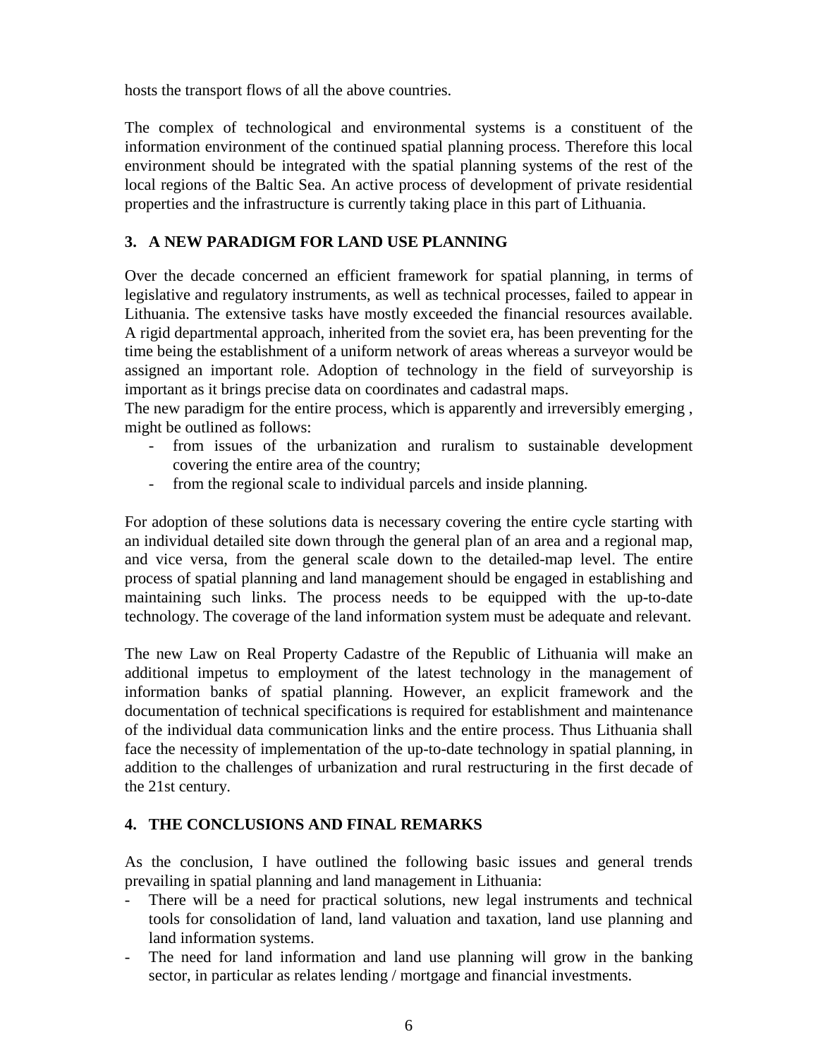hosts the transport flows of all the above countries.

The complex of technological and environmental systems is a constituent of the information environment of the continued spatial planning process. Therefore this local environment should be integrated with the spatial planning systems of the rest of the local regions of the Baltic Sea. An active process of development of private residential properties and the infrastructure is currently taking place in this part of Lithuania.

## 3. A NEW PARADIGM FOR LAND USE PLANNING

Over the decade concerned an efficient framework for spatial planning, in terms of legislative and regulatory instruments, as well as technical processes, failed to appear in Lithuania. The extensive tasks have mostly exceeded the financial resources available. A rigid departmental approach, inherited from the soviet era, has been preventing for the time being the establishment of a uniform network of areas whereas a surveyor would be assigned an important role. Adoption of technology in the field of surveyorship is important as it brings precise data on coordinates and cadastral maps.
The new paradigm for the entire process, which is apparently and irreversibly emerging , might be outlined as follows:

- from issues of the urbanization and ruralism to sustainable development covering the entire area of the country;
- from the regional scale to individual parcels and inside planning.

For adoption of these solutions data is necessary covering the entire cycle starting with an individual detailed site down through the general plan of an area and a regional map, and vice versa, from the general scale down to the detailed-map level. The entire process of spatial planning and land management should be engaged in establishing and maintaining such links. The process needs to be equipped with the up-to-date technology. The coverage of the land information system must be adequate and relevant.

The new Law on Real Property Cadastre of the Republic of Lithuania will make an additional impetus to employment of the latest technology in the management of information banks of spatial planning. However, an explicit framework and the documentation of technical specifications is required for establishment and maintenance of the individual data communication links and the entire process. Thus Lithuania shall face the necessity of implementation of the up-to-date technology in spatial planning, in addition to the challenges of urbanization and rural restructuring in the first decade of the 21st century.

## 4. THE CONCLUSIONS AND FINAL REMARKS

As the conclusion, I have outlined the following basic issues and general trends prevailing in spatial planning and land management in Lithuania:

- There will be a need for practical solutions, new legal instruments and technical tools for consolidation of land, land valuation and taxation, land use planning and land information systems.
- The need for land information and land use planning will grow in the banking sector, in particular as relates lending / mortgage and financial investments.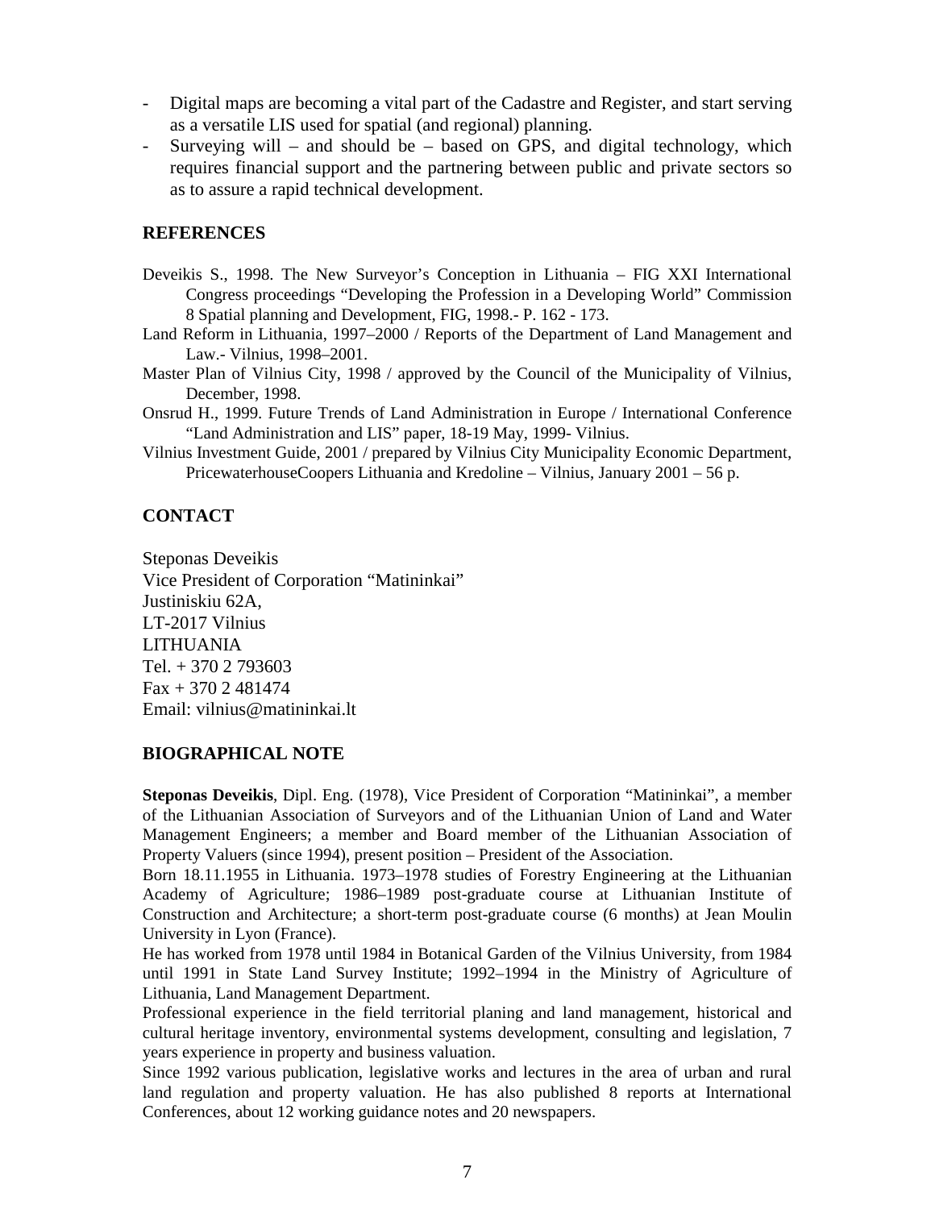- Digital maps are becoming a vital part of the Cadastre and Register, and start serving as a versatile LIS used for spatial (and regional) planning.
- Surveying will – and should be – based on GPS, and digital technology, which requires financial support and the partnering between public and private sectors so as to assure a rapid technical development.

## REFERENCES

Deveikis S., 1998. The New Surveyor's Conception in Lithuania – FIG XXI International Congress proceedings "Developing the Profession in a Developing World" Commission 8 Spatial planning and Development, FIG, 1998.- P. 162 - 173.

Land Reform in Lithuania, 1997–2000 / Reports of the Department of Land Management and Law.- Vilnius, 1998–2001.

Master Plan of Vilnius City, 1998 / approved by the Council of the Municipality of Vilnius, December, 1998.

Onsrud H., 1999. Future Trends of Land Administration in Europe / International Conference "Land Administration and LIS" paper, 18-19 May, 1999- Vilnius.

Vilnius Investment Guide, 2001 / prepared by Vilnius City Municipality Economic Department, PricewaterhouseCoopers Lithuania and Kredoline – Vilnius, January 2001 – 56 p.

## CONTACT

Steponas Deveikis  
Vice President of Corporation "Matininkai"  
Justiniskiu 62A,  
LT-2017 Vilnius  
LITHUANIA  
Tel. + 370 2 793603  
Fax + 370 2 481474  
Email: vilnius@matininkai.lt

## BIOGRAPHICAL NOTE

**Steponas Deveikis**, Dipl. Eng. (1978), Vice President of Corporation "Matininkai", a member of the Lithuanian Association of Surveyors and of the Lithuanian Union of Land and Water Management Engineers; a member and Board member of the Lithuanian Association of Property Valuers (since 1994), present position – President of the Association.

Born 18.11.1955 in Lithuania. 1973–1978 studies of Forestry Engineering at the Lithuanian Academy of Agriculture; 1986–1989 post-graduate course at Lithuanian Institute of Construction and Architecture; a short-term post-graduate course (6 months) at Jean Moulin University in Lyon (France).

He has worked from 1978 until 1984 in Botanical Garden of the Vilnius University, from 1984 until 1991 in State Land Survey Institute; 1992–1994 in the Ministry of Agriculture of Lithuania, Land Management Department.

Professional experience in the field territorial planing and land management, historical and cultural heritage inventory, environmental systems development, consulting and legislation, 7 years experience in property and business valuation.

Since 1992 various publication, legislative works and lectures in the area of urban and rural land regulation and property valuation. He has also published 8 reports at International Conferences, about 12 working guidance notes and 20 newspapers.